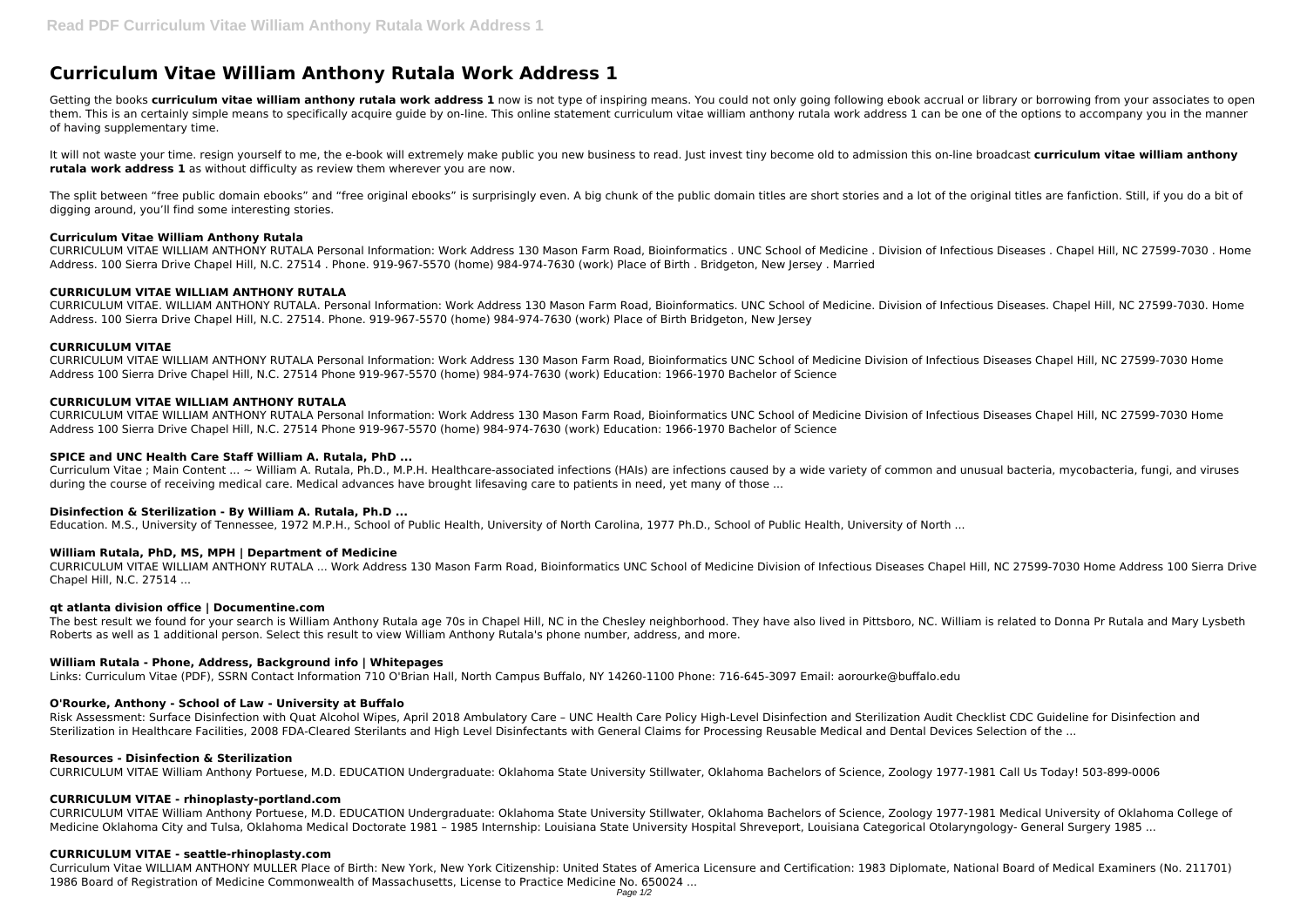# Curriculum Vitae William Anthony Rutala Work Address 1

Getting the books **curriculum vitae william anthony rutala work address 1** now is not type of inspiring means. You could not only going following ebook accrual or library or borrowing from your associates to open them. This is an certainly simple means to specifically acquire guide by on-line. This online statement curriculum vitae william anthony rutala work address 1 can be one of the options to accompany you in the manner of having supplementary time.

It will not waste your time. resign yourself to me, the e-book will extremely make public you new business to read. Just invest tiny become old to admission this on-line broadcast **curriculum vitae william anthony rutala work address 1** as without difficulty as review them wherever you are now.

The split between "free public domain ebooks" and "free original ebooks" is surprisingly even. A big chunk of the public domain titles are short stories and a lot of the original titles are fanfiction. Still, if you do a bit of digging around, you'll find some interesting stories.

### Curriculum Vitae William Anthony Rutala

CURRICULUM VITAE WILLIAM ANTHONY RUTALA Personal Information: Work Address 130 Mason Farm Road, Bioinformatics . UNC School of Medicine . Division of Infectious Diseases . Chapel Hill, NC 27599-7030 . Home Address. 100 Sierra Drive Chapel Hill, N.C. 27514 . Phone. 919-967-5570 (home) 984-974-7630 (work) Place of Birth . Bridgeton, New Jersey . Married

### CURRICULUM VITAE WILLIAM ANTHONY RUTALA

CURRICULUM VITAE. WILLIAM ANTHONY RUTALA. Personal Information: Work Address 130 Mason Farm Road, Bioinformatics. UNC School of Medicine. Division of Infectious Diseases. Chapel Hill, NC 27599-7030. Home Address. 100 Sierra Drive Chapel Hill, N.C. 27514. Phone. 919-967-5570 (home) 984-974-7630 (work) Place of Birth Bridgeton, New Jersey

### CURRICULUM VITAE

CURRICULUM VITAE WILLIAM ANTHONY RUTALA Personal Information: Work Address 130 Mason Farm Road, Bioinformatics UNC School of Medicine Division of Infectious Diseases Chapel Hill, NC 27599-7030 Home Address 100 Sierra Drive Chapel Hill, N.C. 27514 Phone 919-967-5570 (home) 984-974-7630 (work) Education: 1966-1970 Bachelor of Science

### CURRICULUM VITAE WILLIAM ANTHONY RUTALA

CURRICULUM VITAE WILLIAM ANTHONY RUTALA Personal Information: Work Address 130 Mason Farm Road, Bioinformatics UNC School of Medicine Division of Infectious Diseases Chapel Hill, NC 27599-7030 Home Address 100 Sierra Drive Chapel Hill, N.C. 27514 Phone 919-967-5570 (home) 984-974-7630 (work) Education: 1966-1970 Bachelor of Science

### SPICE and UNC Health Care Staff William A. Rutala, PhD ...

Curriculum Vitae ; Main Content ... ~ William A. Rutala, Ph.D., M.P.H. Healthcare-associated infections (HAIs) are infections caused by a wide variety of common and unusual bacteria, mycobacteria, fungi, and viruses during the course of receiving medical care. Medical advances have brought lifesaving care to patients in need, yet many of those ...

### Disinfection & Sterilization - By William A. Rutala, Ph.D ...

Education. M.S., University of Tennessee, 1972 M.P.H., School of Public Health, University of North Carolina, 1977 Ph.D., School of Public Health, University of North ...

### William Rutala, PhD, MS, MPH | Department of Medicine

CURRICULUM VITAE WILLIAM ANTHONY RUTALA ... Work Address 130 Mason Farm Road, Bioinformatics UNC School of Medicine Division of Infectious Diseases Chapel Hill, NC 27599-7030 Home Address 100 Sierra Drive Chapel Hill, N.C. 27514 ...

### qt atlanta division office | Documentine.com

The best result we found for your search is William Anthony Rutala age 70s in Chapel Hill, NC in the Chesley neighborhood. They have also lived in Pittsboro, NC. William is related to Donna Pr Rutala and Mary Lysbeth Roberts as well as 1 additional person. Select this result to view William Anthony Rutala's phone number, address, and more.

### William Rutala - Phone, Address, Background info | Whitepages

Links: Curriculum Vitae (PDF), SSRN Contact Information 710 O'Brian Hall, North Campus Buffalo, NY 14260-1100 Phone: 716-645-3097 Email: aorourke@buffalo.edu

### O'Rourke, Anthony - School of Law - University at Buffalo

Risk Assessment: Surface Disinfection with Quat Alcohol Wipes, April 2018 Ambulatory Care – UNC Health Care Policy High-Level Disinfection and Sterilization Audit Checklist CDC Guideline for Disinfection and Sterilization in Healthcare Facilities, 2008 FDA-Cleared Sterilants and High Level Disinfectants with General Claims for Processing Reusable Medical and Dental Devices Selection of the ...

### Resources - Disinfection & Sterilization

CURRICULUM VITAE William Anthony Portuese, M.D. EDUCATION Undergraduate: Oklahoma State University Stillwater, Oklahoma Bachelors of Science, Zoology 1977-1981 Call Us Today! 503-899-0006

### CURRICULUM VITAE - rhinoplasty-portland.com

CURRICULUM VITAE William Anthony Portuese, M.D. EDUCATION Undergraduate: Oklahoma State University Stillwater, Oklahoma Bachelors of Science, Zoology 1977-1981 Medical University of Oklahoma College of Medicine Oklahoma City and Tulsa, Oklahoma Medical Doctorate 1981 – 1985 Internship: Louisiana State University Hospital Shreveport, Louisiana Categorical Otolaryngology- General Surgery 1985 ...

### CURRICULUM VITAE - seattle-rhinoplasty.com

Curriculum Vitae WILLIAM ANTHONY MULLER Place of Birth: New York, New York Citizenship: United States of America Licensure and Certification: 1983 Diplomate, National Board of Medical Examiners (No. 211701) 1986 Board of Registration of Medicine Commonwealth of Massachusetts, License to Practice Medicine No. 650024 ...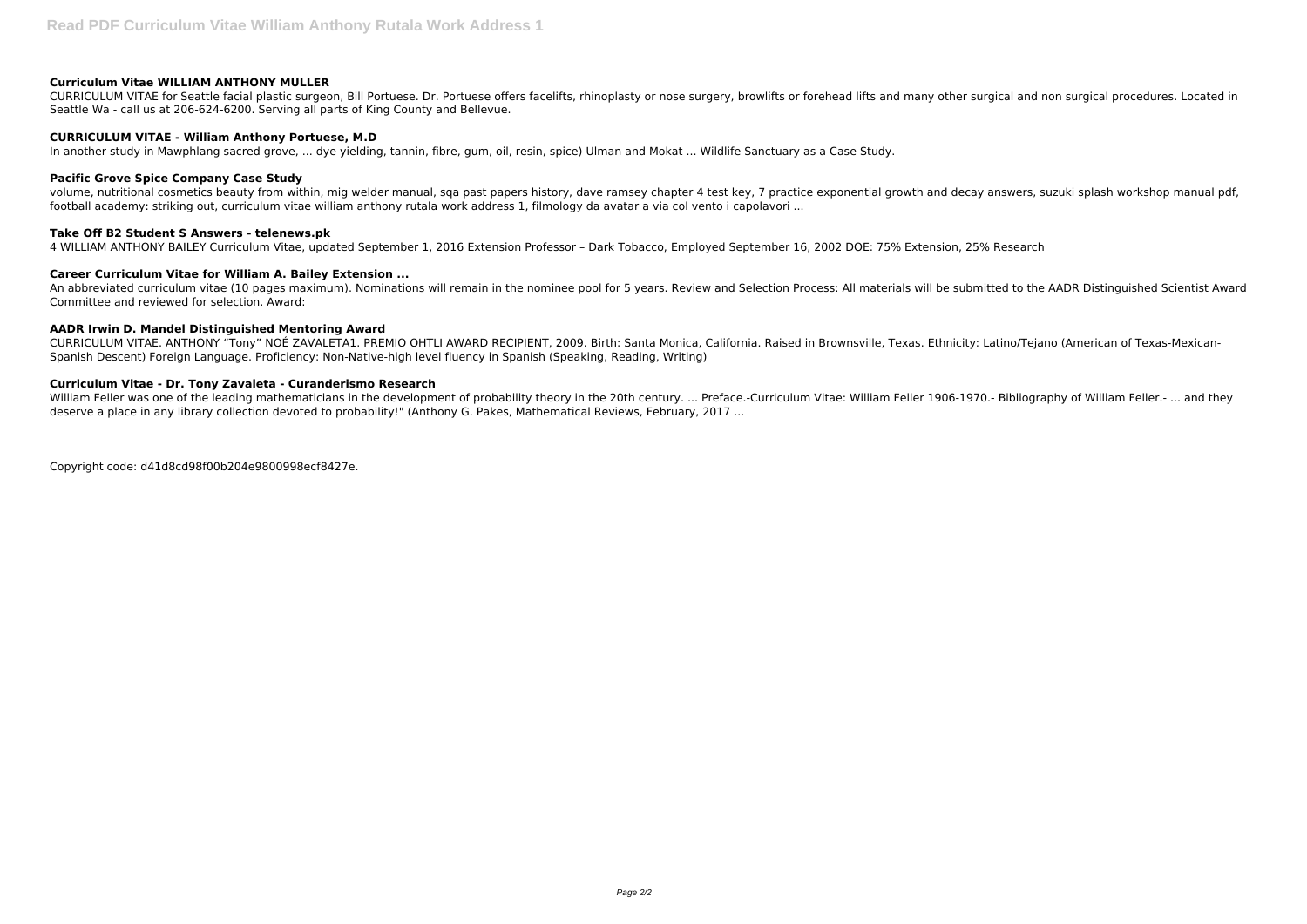### Curriculum Vitae WILLIAM ANTHONY MULLER

CURRICULUM VITAE for Seattle facial plastic surgeon, Bill Portuese. Dr. Portuese offers facelifts, rhinoplasty or nose surgery, browlifts or forehead lifts and many other surgical and non surgical procedures. Located in Seattle Wa - call us at 206-624-6200. Serving all parts of King County and Bellevue.

### CURRICULUM VITAE - William Anthony Portuese, M.D

In another study in Mawphlang sacred grove, ... dye yielding, tannin, fibre, gum, oil, resin, spice) Ulman and Mokat ... Wildlife Sanctuary as a Case Study.

### Pacific Grove Spice Company Case Study

volume, nutritional cosmetics beauty from within, mig welder manual, sqa past papers history, dave ramsey chapter 4 test key, 7 practice exponential growth and decay answers, suzuki splash workshop manual pdf, football academy: striking out, curriculum vitae william anthony rutala work address 1, filmology da avatar a via col vento i capolavori ...

### Take Off B2 Student S Answers - telenews.pk

4 WILLIAM ANTHONY BAILEY Curriculum Vitae, updated September 1, 2016 Extension Professor – Dark Tobacco, Employed September 16, 2002 DOE: 75% Extension, 25% Research

### Career Curriculum Vitae for William A. Bailey Extension ...

An abbreviated curriculum vitae (10 pages maximum). Nominations will remain in the nominee pool for 5 years. Review and Selection Process: All materials will be submitted to the AADR Distinguished Scientist Award Committee and reviewed for selection. Award:

### AADR Irwin D. Mandel Distinguished Mentoring Award

CURRICULUM VITAE. ANTHONY “Tony” NOÉ ZAVALETA1. PREMIO OHTLI AWARD RECIPIENT, 2009. Birth: Santa Monica, California. Raised in Brownsville, Texas. Ethnicity: Latino/Tejano (American of Texas-Mexican-Spanish Descent) Foreign Language. Proficiency: Non-Native-high level fluency in Spanish (Speaking, Reading, Writing)

### Curriculum Vitae - Dr. Tony Zavaleta - Curanderismo Research

William Feller was one of the leading mathematicians in the development of probability theory in the 20th century. ... Preface.-Curriculum Vitae: William Feller 1906-1970.- Bibliography of William Feller.- ... and they deserve a place in any library collection devoted to probability!" (Anthony G. Pakes, Mathematical Reviews, February, 2017 ...

Copyright code: d41d8cd98f00b204e9800998ecf8427e.